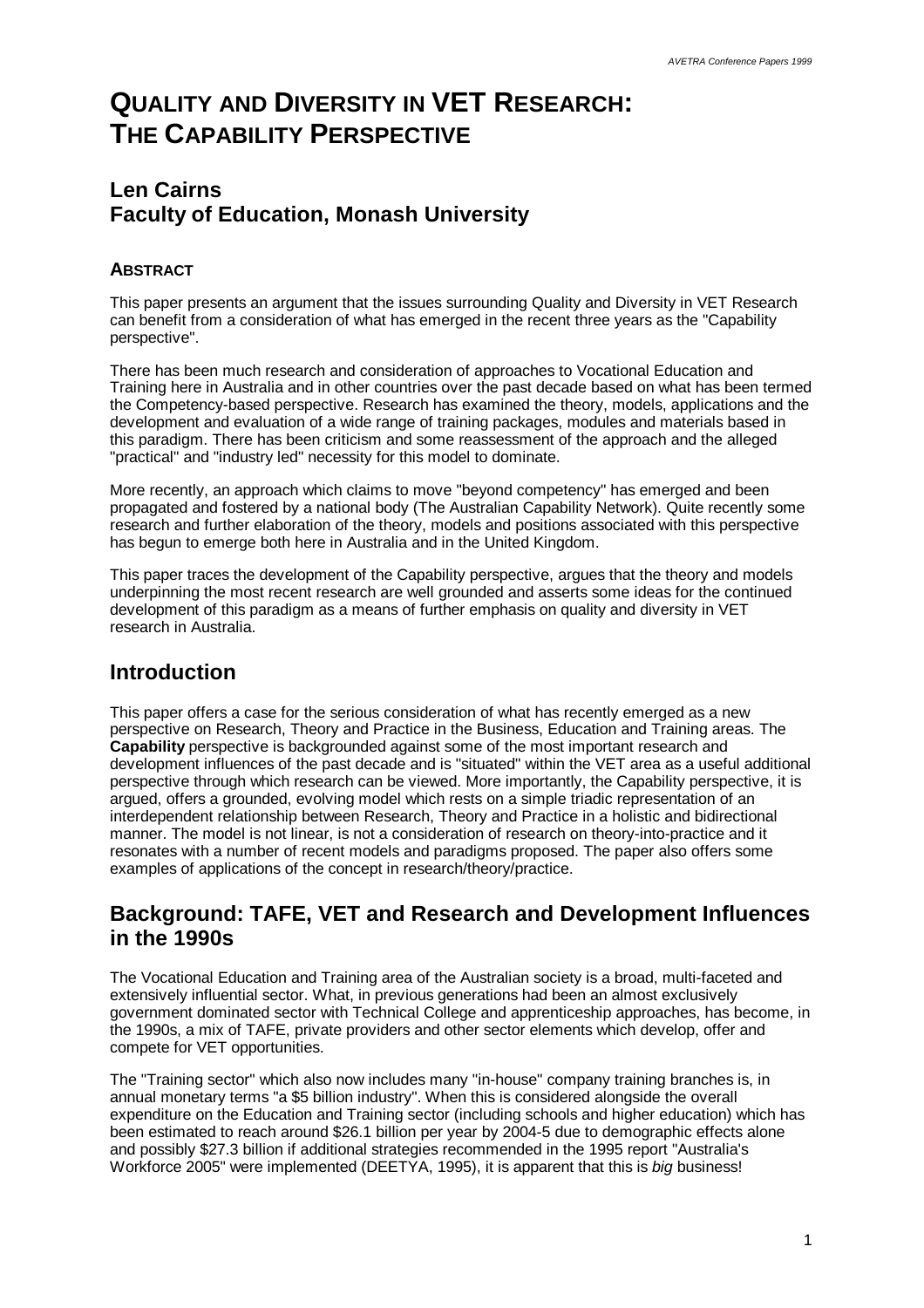# QUALITY AND DIVERSITY IN VET RESEARCH: THE CAPABILITY PERSPECTIVE

## Len Cairns
## Faculty of Education, Monash University

### ABSTRACT

This paper presents an argument that the issues surrounding Quality and Diversity in VET Research can benefit from a consideration of what has emerged in the recent three years as the "Capability perspective".

There has been much research and consideration of approaches to Vocational Education and Training here in Australia and in other countries over the past decade based on what has been termed the Competency-based perspective. Research has examined the theory, models, applications and the development and evaluation of a wide range of training packages, modules and materials based in this paradigm. There has been criticism and some reassessment of the approach and the alleged "practical" and "industry led" necessity for this model to dominate.

More recently, an approach which claims to move "beyond competency" has emerged and been propagated and fostered by a national body (The Australian Capability Network). Quite recently some research and further elaboration of the theory, models and positions associated with this perspective has begun to emerge both here in Australia and in the United Kingdom.

This paper traces the development of the Capability perspective, argues that the theory and models underpinning the most recent research are well grounded and asserts some ideas for the continued development of this paradigm as a means of further emphasis on quality and diversity in VET research in Australia.

## Introduction

This paper offers a case for the serious consideration of what has recently emerged as a new perspective on Research, Theory and Practice in the Business, Education and Training areas. The **Capability** perspective is backgrounded against some of the most important research and development influences of the past decade and is "situated" within the VET area as a useful additional perspective through which research can be viewed. More importantly, the Capability perspective, it is argued, offers a grounded, evolving model which rests on a simple triadic representation of an interdependent relationship between Research, Theory and Practice in a holistic and bidirectional manner. The model is not linear, is not a consideration of research on theory-into-practice and it resonates with a number of recent models and paradigms proposed. The paper also offers some examples of applications of the concept in research/theory/practice.

## Background: TAFE, VET and Research and Development Influences in the 1990s

The Vocational Education and Training area of the Australian society is a broad, multi-faceted and extensively influential sector. What, in previous generations had been an almost exclusively government dominated sector with Technical College and apprenticeship approaches, has become, in the 1990s, a mix of TAFE, private providers and other sector elements which develop, offer and compete for VET opportunities.

The "Training sector" which also now includes many "in-house" company training branches is, in annual monetary terms "a $5 billion industry". When this is considered alongside the overall expenditure on the Education and Training sector (including schools and higher education) which has been estimated to reach around $26.1 billion per year by 2004-5 due to demographic effects alone and possibly $27.3 billion if additional strategies recommended in the 1995 report "Australia's Workforce 2005" were implemented (DEETYA, 1995), it is apparent that this is *big* business!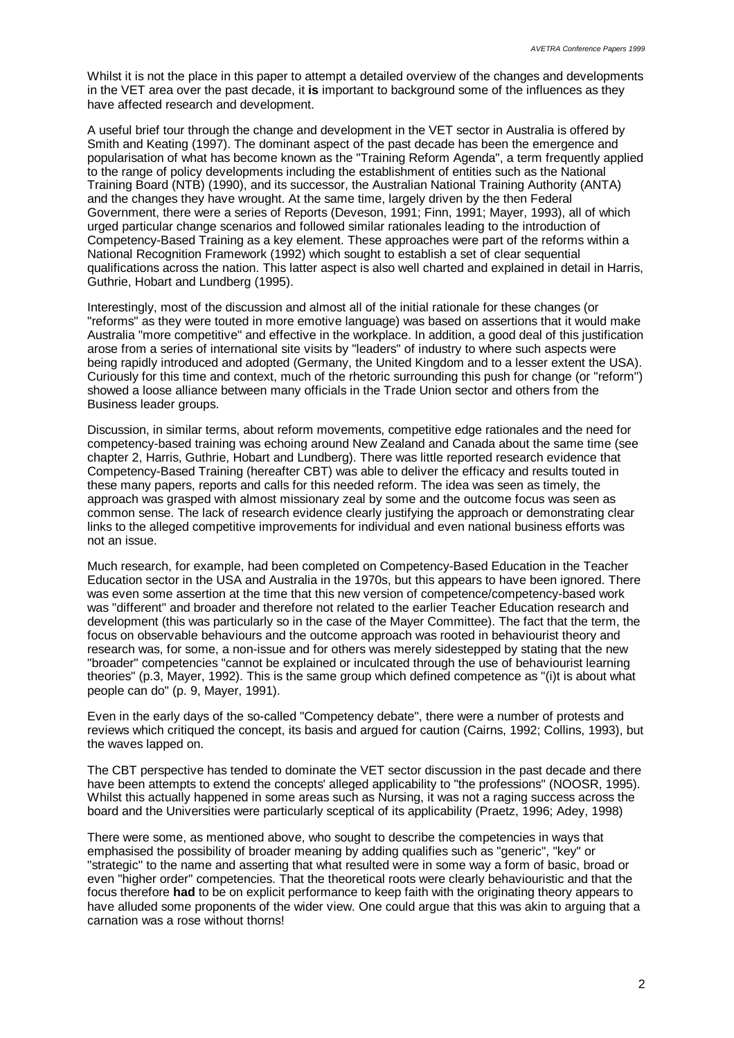Whilst it is not the place in this paper to attempt a detailed overview of the changes and developments in the VET area over the past decade, it **is** important to background some of the influences as they have affected research and development.

A useful brief tour through the change and development in the VET sector in Australia is offered by Smith and Keating (1997). The dominant aspect of the past decade has been the emergence and popularisation of what has become known as the "Training Reform Agenda", a term frequently applied to the range of policy developments including the establishment of entities such as the National Training Board (NTB) (1990), and its successor, the Australian National Training Authority (ANTA) and the changes they have wrought. At the same time, largely driven by the then Federal Government, there were a series of Reports (Deveson, 1991; Finn, 1991; Mayer, 1993), all of which urged particular change scenarios and followed similar rationales leading to the introduction of Competency-Based Training as a key element. These approaches were part of the reforms within a National Recognition Framework (1992) which sought to establish a set of clear sequential qualifications across the nation. This latter aspect is also well charted and explained in detail in Harris, Guthrie, Hobart and Lundberg (1995).

Interestingly, most of the discussion and almost all of the initial rationale for these changes (or "reforms" as they were touted in more emotive language) was based on assertions that it would make Australia "more competitive" and effective in the workplace. In addition, a good deal of this justification arose from a series of international site visits by "leaders" of industry to where such aspects were being rapidly introduced and adopted (Germany, the United Kingdom and to a lesser extent the USA). Curiously for this time and context, much of the rhetoric surrounding this push for change (or "reform") showed a loose alliance between many officials in the Trade Union sector and others from the Business leader groups.

Discussion, in similar terms, about reform movements, competitive edge rationales and the need for competency-based training was echoing around New Zealand and Canada about the same time (see chapter 2, Harris, Guthrie, Hobart and Lundberg). There was little reported research evidence that Competency-Based Training (hereafter CBT) was able to deliver the efficacy and results touted in these many papers, reports and calls for this needed reform. The idea was seen as timely, the approach was grasped with almost missionary zeal by some and the outcome focus was seen as common sense. The lack of research evidence clearly justifying the approach or demonstrating clear links to the alleged competitive improvements for individual and even national business efforts was not an issue.

Much research, for example, had been completed on Competency-Based Education in the Teacher Education sector in the USA and Australia in the 1970s, but this appears to have been ignored. There was even some assertion at the time that this new version of competence/competency-based work was "different" and broader and therefore not related to the earlier Teacher Education research and development (this was particularly so in the case of the Mayer Committee). The fact that the term, the focus on observable behaviours and the outcome approach was rooted in behaviourist theory and research was, for some, a non-issue and for others was merely sidestepped by stating that the new "broader" competencies "cannot be explained or inculcated through the use of behaviourist learning theories" (p.3, Mayer, 1992). This is the same group which defined competence as "(i)t is about what people can do" (p. 9, Mayer, 1991).

Even in the early days of the so-called "Competency debate", there were a number of protests and reviews which critiqued the concept, its basis and argued for caution (Cairns, 1992; Collins, 1993), but the waves lapped on.

The CBT perspective has tended to dominate the VET sector discussion in the past decade and there have been attempts to extend the concepts' alleged applicability to "the professions" (NOOSR, 1995). Whilst this actually happened in some areas such as Nursing, it was not a raging success across the board and the Universities were particularly sceptical of its applicability (Praetz, 1996; Adey, 1998)

There were some, as mentioned above, who sought to describe the competencies in ways that emphasised the possibility of broader meaning by adding qualifies such as "generic", "key" or "strategic" to the name and asserting that what resulted were in some way a form of basic, broad or even "higher order" competencies. That the theoretical roots were clearly behaviouristic and that the focus therefore **had** to be on explicit performance to keep faith with the originating theory appears to have alluded some proponents of the wider view. One could argue that this was akin to arguing that a carnation was a rose without thorns!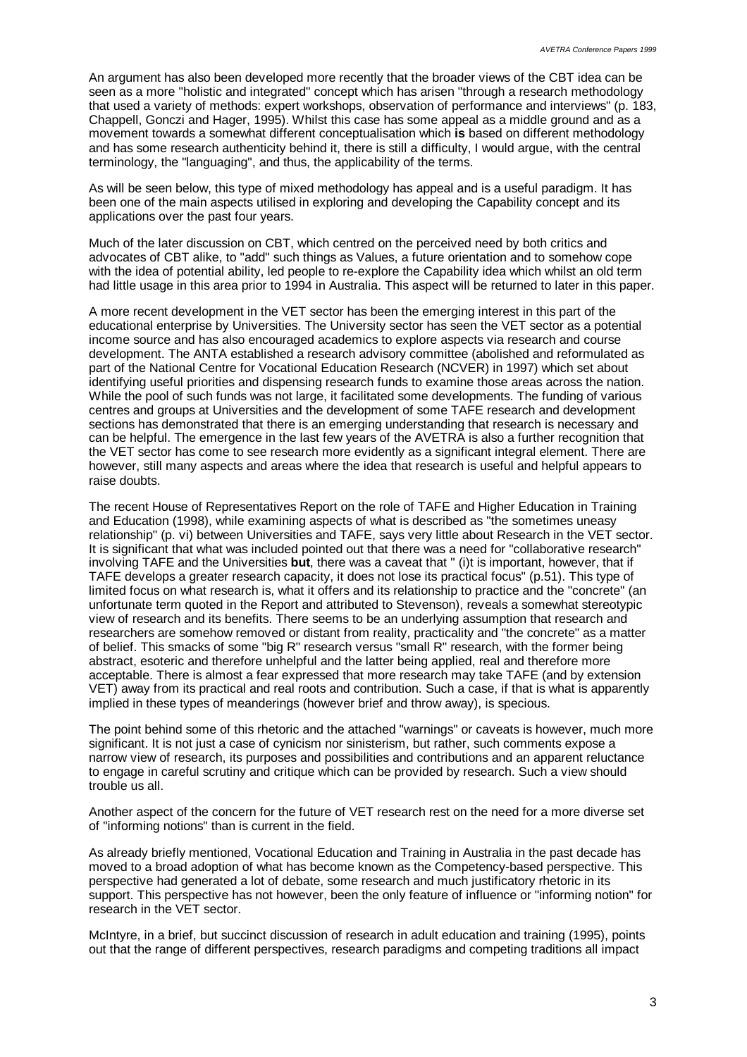An argument has also been developed more recently that the broader views of the CBT idea can be seen as a more "holistic and integrated" concept which has arisen "through a research methodology that used a variety of methods: expert workshops, observation of performance and interviews" (p. 183, Chappell, Gonczi and Hager, 1995). Whilst this case has some appeal as a middle ground and as a movement towards a somewhat different conceptualisation which **is** based on different methodology and has some research authenticity behind it, there is still a difficulty, I would argue, with the central terminology, the "languaging", and thus, the applicability of the terms.

As will be seen below, this type of mixed methodology has appeal and is a useful paradigm. It has been one of the main aspects utilised in exploring and developing the Capability concept and its applications over the past four years.

Much of the later discussion on CBT, which centred on the perceived need by both critics and advocates of CBT alike, to "add" such things as Values, a future orientation and to somehow cope with the idea of potential ability, led people to re-explore the Capability idea which whilst an old term had little usage in this area prior to 1994 in Australia. This aspect will be returned to later in this paper.

A more recent development in the VET sector has been the emerging interest in this part of the educational enterprise by Universities. The University sector has seen the VET sector as a potential income source and has also encouraged academics to explore aspects via research and course development. The ANTA established a research advisory committee (abolished and reformulated as part of the National Centre for Vocational Education Research (NCVER) in 1997) which set about identifying useful priorities and dispensing research funds to examine those areas across the nation. While the pool of such funds was not large, it facilitated some developments. The funding of various centres and groups at Universities and the development of some TAFE research and development sections has demonstrated that there is an emerging understanding that research is necessary and can be helpful. The emergence in the last few years of the AVETRA is also a further recognition that the VET sector has come to see research more evidently as a significant integral element. There are however, still many aspects and areas where the idea that research is useful and helpful appears to raise doubts.

The recent House of Representatives Report on the role of TAFE and Higher Education in Training and Education (1998), while examining aspects of what is described as "the sometimes uneasy relationship" (p. vi) between Universities and TAFE, says very little about Research in the VET sector. It is significant that what was included pointed out that there was a need for "collaborative research" involving TAFE and the Universities **but**, there was a caveat that " (i)t is important, however, that if TAFE develops a greater research capacity, it does not lose its practical focus" (p.51). This type of limited focus on what research is, what it offers and its relationship to practice and the "concrete" (an unfortunate term quoted in the Report and attributed to Stevenson), reveals a somewhat stereotypic view of research and its benefits. There seems to be an underlying assumption that research and researchers are somehow removed or distant from reality, practicality and "the concrete" as a matter of belief. This smacks of some "big R" research versus "small R" research, with the former being abstract, esoteric and therefore unhelpful and the latter being applied, real and therefore more acceptable. There is almost a fear expressed that more research may take TAFE (and by extension VET) away from its practical and real roots and contribution. Such a case, if that is what is apparently implied in these types of meanderings (however brief and throw away), is specious.

The point behind some of this rhetoric and the attached "warnings" or caveats is however, much more significant. It is not just a case of cynicism nor sinisterism, but rather, such comments expose a narrow view of research, its purposes and possibilities and contributions and an apparent reluctance to engage in careful scrutiny and critique which can be provided by research. Such a view should trouble us all.

Another aspect of the concern for the future of VET research rest on the need for a more diverse set of "informing notions" than is current in the field.

As already briefly mentioned, Vocational Education and Training in Australia in the past decade has moved to a broad adoption of what has become known as the Competency-based perspective. This perspective had generated a lot of debate, some research and much justificatory rhetoric in its support. This perspective has not however, been the only feature of influence or "informing notion" for research in the VET sector.

McIntyre, in a brief, but succinct discussion of research in adult education and training (1995), points out that the range of different perspectives, research paradigms and competing traditions all impact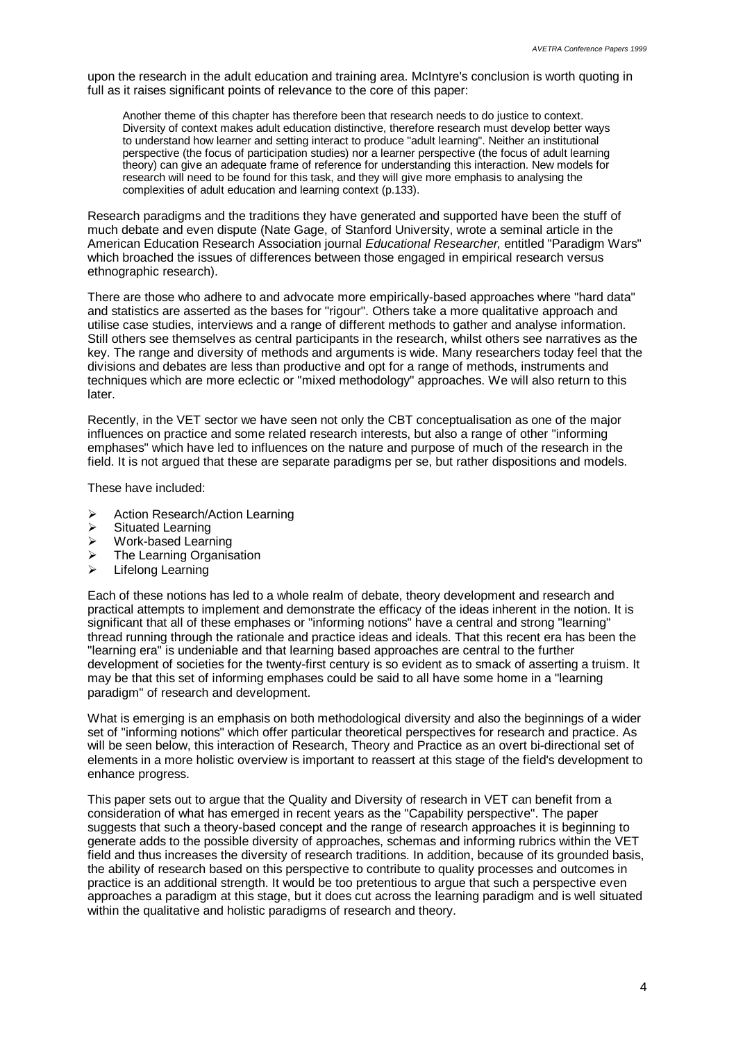upon the research in the adult education and training area. McIntyre's conclusion is worth quoting in full as it raises significant points of relevance to the core of this paper:

> Another theme of this chapter has therefore been that research needs to do justice to context. Diversity of context makes adult education distinctive, therefore research must develop better ways to understand how learner and setting interact to produce "adult learning". Neither an institutional perspective (the focus of participation studies) nor a learner perspective (the focus of adult learning theory) can give an adequate frame of reference for understanding this interaction. New models for research will need to be found for this task, and they will give more emphasis to analysing the complexities of adult education and learning context (p.133).

Research paradigms and the traditions they have generated and supported have been the stuff of much debate and even dispute (Nate Gage, of Stanford University, wrote a seminal article in the American Education Research Association journal *Educational Researcher,* entitled "Paradigm Wars" which broached the issues of differences between those engaged in empirical research versus ethnographic research).

There are those who adhere to and advocate more empirically-based approaches where "hard data" and statistics are asserted as the bases for "rigour". Others take a more qualitative approach and utilise case studies, interviews and a range of different methods to gather and analyse information. Still others see themselves as central participants in the research, whilst others see narratives as the key. The range and diversity of methods and arguments is wide. Many researchers today feel that the divisions and debates are less than productive and opt for a range of methods, instruments and techniques which are more eclectic or "mixed methodology" approaches. We will also return to this later.

Recently, in the VET sector we have seen not only the CBT conceptualisation as one of the major influences on practice and some related research interests, but also a range of other "informing emphases" which have led to influences on the nature and purpose of much of the research in the field. It is not argued that these are separate paradigms per se, but rather dispositions and models.

These have included:

- Action Research/Action Learning
- Situated Learning
- Work-based Learning
- The Learning Organisation
- Lifelong Learning

Each of these notions has led to a whole realm of debate, theory development and research and practical attempts to implement and demonstrate the efficacy of the ideas inherent in the notion. It is significant that all of these emphases or "informing notions" have a central and strong "learning" thread running through the rationale and practice ideas and ideals. That this recent era has been the "learning era" is undeniable and that learning based approaches are central to the further development of societies for the twenty-first century is so evident as to smack of asserting a truism. It may be that this set of informing emphases could be said to all have some home in a "learning paradigm" of research and development.

What is emerging is an emphasis on both methodological diversity and also the beginnings of a wider set of "informing notions" which offer particular theoretical perspectives for research and practice. As will be seen below, this interaction of Research, Theory and Practice as an overt bi-directional set of elements in a more holistic overview is important to reassert at this stage of the field's development to enhance progress.

This paper sets out to argue that the Quality and Diversity of research in VET can benefit from a consideration of what has emerged in recent years as the "Capability perspective". The paper suggests that such a theory-based concept and the range of research approaches it is beginning to generate adds to the possible diversity of approaches, schemas and informing rubrics within the VET field and thus increases the diversity of research traditions. In addition, because of its grounded basis, the ability of research based on this perspective to contribute to quality processes and outcomes in practice is an additional strength. It would be too pretentious to argue that such a perspective even approaches a paradigm at this stage, but it does cut across the learning paradigm and is well situated within the qualitative and holistic paradigms of research and theory.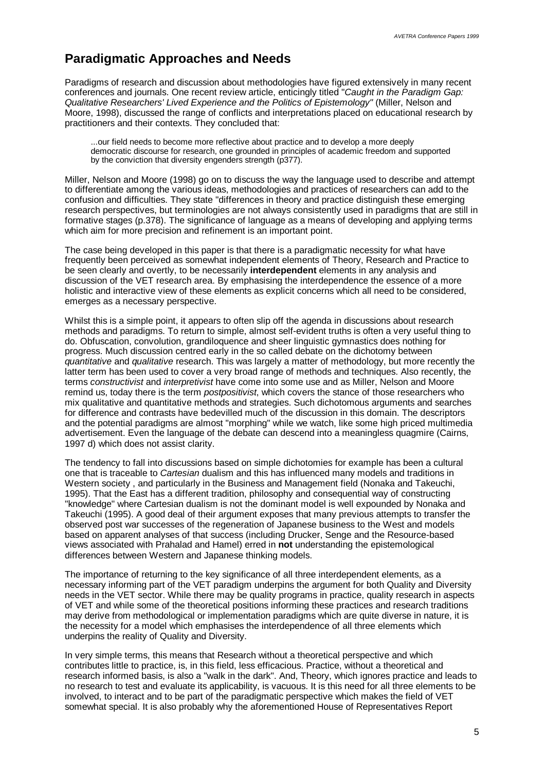## Paradigmatic Approaches and Needs

Paradigms of research and discussion about methodologies have figured extensively in many recent conferences and journals. One recent review article, enticingly titled "*Caught in the Paradigm Gap: Qualitative Researchers' Lived Experience and the Politics of Epistemology"* (Miller, Nelson and Moore, 1998), discussed the range of conflicts and interpretations placed on educational research by practitioners and their contexts. They concluded that:

> ...our field needs to become more reflective about practice and to develop a more deeply democratic discourse for research, one grounded in principles of academic freedom and supported by the conviction that diversity engenders strength (p377).

Miller, Nelson and Moore (1998) go on to discuss the way the language used to describe and attempt to differentiate among the various ideas, methodologies and practices of researchers can add to the confusion and difficulties. They state "differences in theory and practice distinguish these emerging research perspectives, but terminologies are not always consistently used in paradigms that are still in formative stages (p.378). The significance of language as a means of developing and applying terms which aim for more precision and refinement is an important point.

The case being developed in this paper is that there is a paradigmatic necessity for what have frequently been perceived as somewhat independent elements of Theory, Research and Practice to be seen clearly and overtly, to be necessarily **interdependent** elements in any analysis and discussion of the VET research area. By emphasising the interdependence the essence of a more holistic and interactive view of these elements as explicit concerns which all need to be considered, emerges as a necessary perspective.

Whilst this is a simple point, it appears to often slip off the agenda in discussions about research methods and paradigms. To return to simple, almost self-evident truths is often a very useful thing to do. Obfuscation, convolution, grandiloquence and sheer linguistic gymnastics does nothing for progress. Much discussion centred early in the so called debate on the dichotomy between *quantitative* and *qualitative* research. This was largely a matter of methodology, but more recently the latter term has been used to cover a very broad range of methods and techniques. Also recently, the terms *constructivist* and *interpretivist* have come into some use and as Miller, Nelson and Moore remind us, today there is the term *postpositivist*, which covers the stance of those researchers who mix qualitative and quantitative methods and strategies. Such dichotomous arguments and searches for difference and contrasts have bedevilled much of the discussion in this domain. The descriptors and the potential paradigms are almost "morphing" while we watch, like some high priced multimedia advertisement. Even the language of the debate can descend into a meaningless quagmire (Cairns, 1997 d) which does not assist clarity.

The tendency to fall into discussions based on simple dichotomies for example has been a cultural one that is traceable to *Cartesian* dualism and this has influenced many models and traditions in Western society , and particularly in the Business and Management field (Nonaka and Takeuchi, 1995). That the East has a different tradition, philosophy and consequential way of constructing "knowledge" where Cartesian dualism is not the dominant model is well expounded by Nonaka and Takeuchi (1995). A good deal of their argument exposes that many previous attempts to transfer the observed post war successes of the regeneration of Japanese business to the West and models based on apparent analyses of that success (including Drucker, Senge and the Resource-based views associated with Prahalad and Hamel) erred in **not** understanding the epistemological differences between Western and Japanese thinking models.

The importance of returning to the key significance of all three interdependent elements, as a necessary informing part of the VET paradigm underpins the argument for both Quality and Diversity needs in the VET sector. While there may be quality programs in practice, quality research in aspects of VET and while some of the theoretical positions informing these practices and research traditions may derive from methodological or implementation paradigms which are quite diverse in nature, it is the necessity for a model which emphasises the interdependence of all three elements which underpins the reality of Quality and Diversity.

In very simple terms, this means that Research without a theoretical perspective and which contributes little to practice, is, in this field, less efficacious. Practice, without a theoretical and research informed basis, is also a "walk in the dark". And, Theory, which ignores practice and leads to no research to test and evaluate its applicability, is vacuous. It is this need for all three elements to be involved, to interact and to be part of the paradigmatic perspective which makes the field of VET somewhat special. It is also probably why the aforementioned House of Representatives Report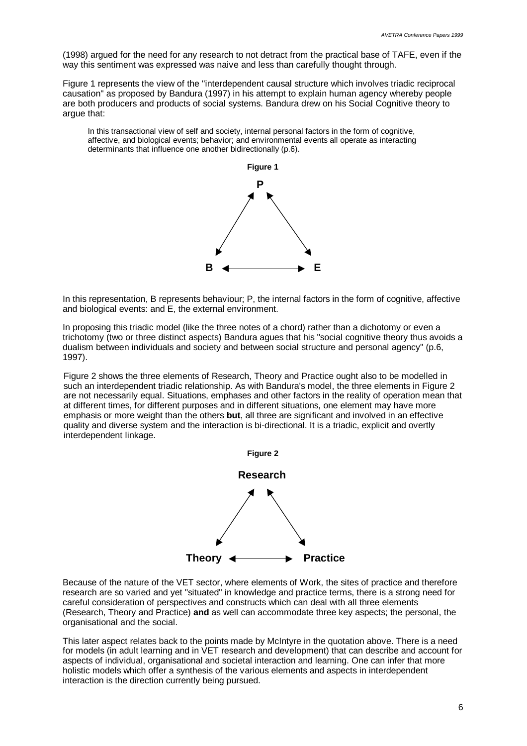(1998) argued for the need for any research to not detract from the practical base of TAFE, even if the way this sentiment was expressed was naive and less than carefully thought through.

Figure 1 represents the view of the "interdependent causal structure which involves triadic reciprocal causation" as proposed by Bandura (1997) in his attempt to explain human agency whereby people are both producers and products of social systems. Bandura drew on his Social Cognitive theory to argue that:

> In this transactional view of self and society, internal personal factors in the form of cognitive, affective, and biological events; behavior; and environmental events all operate as interacting determinants that influence one another bidirectionally (p.6).

**Figure 1**

P

B ←→ E

In this representation, B represents behaviour; P, the internal factors in the form of cognitive, affective and biological events: and E, the external environment.

In proposing this triadic model (like the three notes of a chord) rather than a dichotomy or even a trichotomy (two or three distinct aspects) Bandura agues that his "social cognitive theory thus avoids a dualism between individuals and society and between social structure and personal agency" (p.6, 1997).

Figure 2 shows the three elements of Research, Theory and Practice ought also to be modelled in such an interdependent triadic relationship. As with Bandura's model, the three elements in Figure 2 are not necessarily equal. Situations, emphases and other factors in the reality of operation mean that at different times, for different purposes and in different situations, one element may have more emphasis or more weight than the others **but**, all three are significant and involved in an effective quality and diverse system and the interaction is bi-directional. It is a triadic, explicit and overtly interdependent linkage.

**Figure 2**

**Research**

**Theory** ←→ **Practice**

Because of the nature of the VET sector, where elements of Work, the sites of practice and therefore research are so varied and yet "situated" in knowledge and practice terms, there is a strong need for careful consideration of perspectives and constructs which can deal with all three elements (Research, Theory and Practice) **and** as well can accommodate three key aspects; the personal, the organisational and the social.

This later aspect relates back to the points made by McIntyre in the quotation above. There is a need for models (in adult learning and in VET research and development) that can describe and account for aspects of individual, organisational and societal interaction and learning. One can infer that more holistic models which offer a synthesis of the various elements and aspects in interdependent interaction is the direction currently being pursued.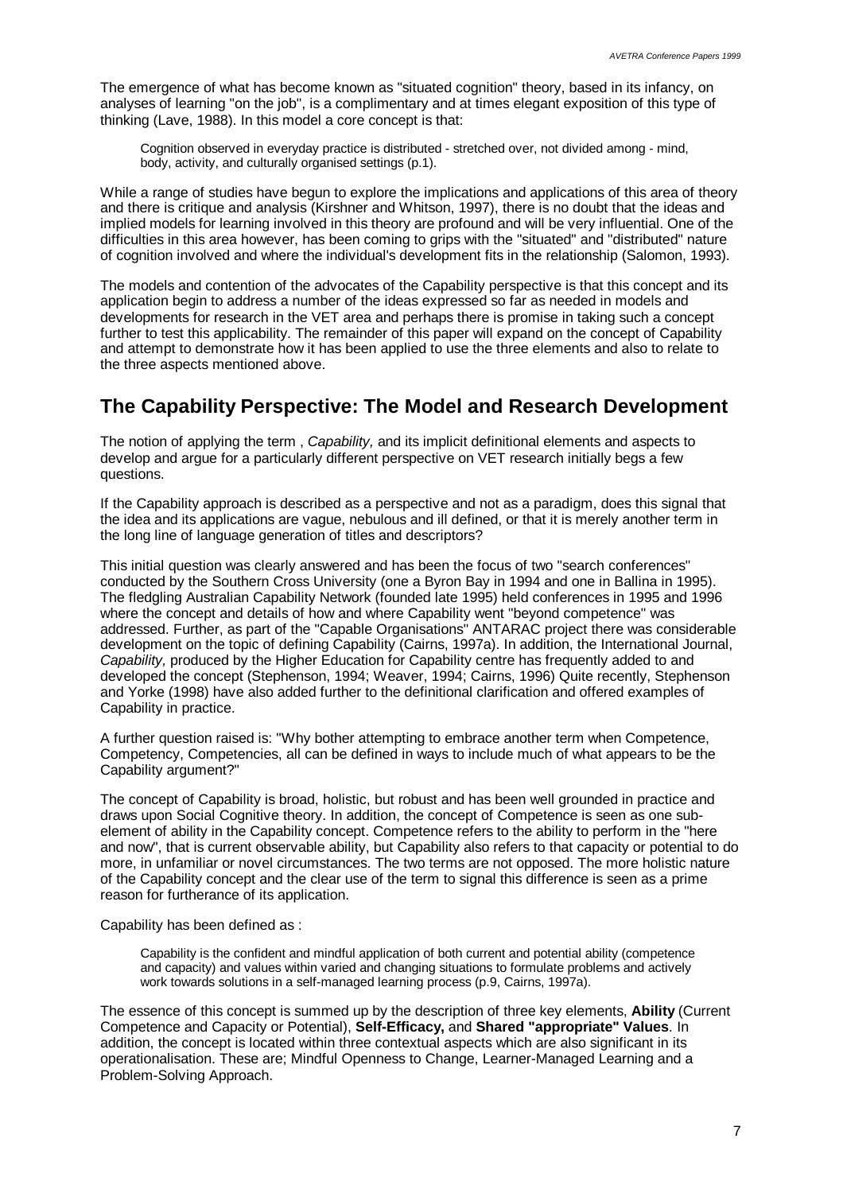The emergence of what has become known as "situated cognition" theory, based in its infancy, on analyses of learning "on the job", is a complimentary and at times elegant exposition of this type of thinking (Lave, 1988). In this model a core concept is that:

> Cognition observed in everyday practice is distributed - stretched over, not divided among - mind, body, activity, and culturally organised settings (p.1).

While a range of studies have begun to explore the implications and applications of this area of theory and there is critique and analysis (Kirshner and Whitson, 1997), there is no doubt that the ideas and implied models for learning involved in this theory are profound and will be very influential. One of the difficulties in this area however, has been coming to grips with the "situated" and "distributed" nature of cognition involved and where the individual's development fits in the relationship (Salomon, 1993).

The models and contention of the advocates of the Capability perspective is that this concept and its application begin to address a number of the ideas expressed so far as needed in models and developments for research in the VET area and perhaps there is promise in taking such a concept further to test this applicability. The remainder of this paper will expand on the concept of Capability and attempt to demonstrate how it has been applied to use the three elements and also to relate to the three aspects mentioned above.

## The Capability Perspective: The Model and Research Development

The notion of applying the term , *Capability,* and its implicit definitional elements and aspects to develop and argue for a particularly different perspective on VET research initially begs a few questions.

If the Capability approach is described as a perspective and not as a paradigm, does this signal that the idea and its applications are vague, nebulous and ill defined, or that it is merely another term in the long line of language generation of titles and descriptors?

This initial question was clearly answered and has been the focus of two "search conferences" conducted by the Southern Cross University (one a Byron Bay in 1994 and one in Ballina in 1995). The fledgling Australian Capability Network (founded late 1995) held conferences in 1995 and 1996 where the concept and details of how and where Capability went "beyond competence" was addressed. Further, as part of the "Capable Organisations" ANTARAC project there was considerable development on the topic of defining Capability (Cairns, 1997a). In addition, the International Journal, *Capability,* produced by the Higher Education for Capability centre has frequently added to and developed the concept (Stephenson, 1994; Weaver, 1994; Cairns, 1996) Quite recently, Stephenson and Yorke (1998) have also added further to the definitional clarification and offered examples of Capability in practice.

A further question raised is: "Why bother attempting to embrace another term when Competence, Competency, Competencies, all can be defined in ways to include much of what appears to be the Capability argument?"

The concept of Capability is broad, holistic, but robust and has been well grounded in practice and draws upon Social Cognitive theory. In addition, the concept of Competence is seen as one sub-element of ability in the Capability concept. Competence refers to the ability to perform in the "here and now", that is current observable ability, but Capability also refers to that capacity or potential to do more, in unfamiliar or novel circumstances. The two terms are not opposed. The more holistic nature of the Capability concept and the clear use of the term to signal this difference is seen as a prime reason for furtherance of its application.

Capability has been defined as :

> Capability is the confident and mindful application of both current and potential ability (competence and capacity) and values within varied and changing situations to formulate problems and actively work towards solutions in a self-managed learning process (p.9, Cairns, 1997a).

The essence of this concept is summed up by the description of three key elements, **Ability** (Current Competence and Capacity or Potential), **Self-Efficacy,** and **Shared "appropriate" Values**. In addition, the concept is located within three contextual aspects which are also significant in its operationalisation. These are; Mindful Openness to Change, Learner-Managed Learning and a Problem-Solving Approach.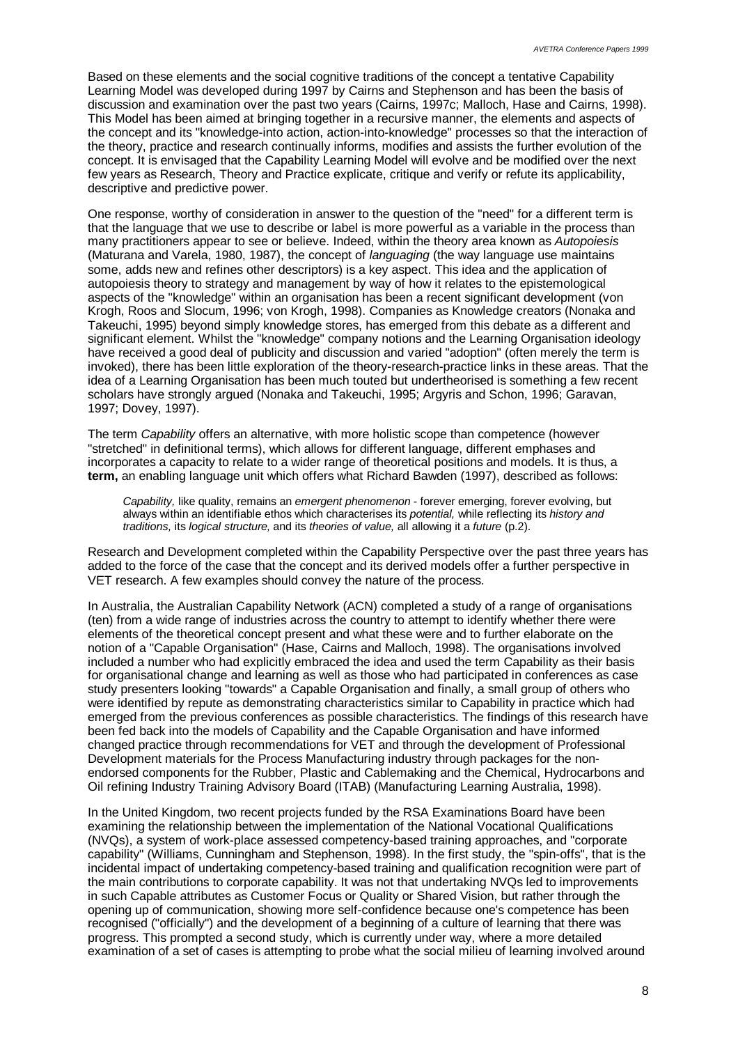Based on these elements and the social cognitive traditions of the concept a tentative Capability Learning Model was developed during 1997 by Cairns and Stephenson and has been the basis of discussion and examination over the past two years (Cairns, 1997c; Malloch, Hase and Cairns, 1998). This Model has been aimed at bringing together in a recursive manner, the elements and aspects of the concept and its "knowledge-into action, action-into-knowledge" processes so that the interaction of the theory, practice and research continually informs, modifies and assists the further evolution of the concept. It is envisaged that the Capability Learning Model will evolve and be modified over the next few years as Research, Theory and Practice explicate, critique and verify or refute its applicability, descriptive and predictive power.

One response, worthy of consideration in answer to the question of the "need" for a different term is that the language that we use to describe or label is more powerful as a variable in the process than many practitioners appear to see or believe. Indeed, within the theory area known as *Autopoiesis* (Maturana and Varela, 1980, 1987), the concept of *languaging* (the way language use maintains some, adds new and refines other descriptors) is a key aspect. This idea and the application of autopoiesis theory to strategy and management by way of how it relates to the epistemological aspects of the "knowledge" within an organisation has been a recent significant development (von Krogh, Roos and Slocum, 1996; von Krogh, 1998). Companies as Knowledge creators (Nonaka and Takeuchi, 1995) beyond simply knowledge stores, has emerged from this debate as a different and significant element. Whilst the "knowledge" company notions and the Learning Organisation ideology have received a good deal of publicity and discussion and varied "adoption" (often merely the term is invoked), there has been little exploration of the theory-research-practice links in these areas. That the idea of a Learning Organisation has been much touted but undertheorised is something a few recent scholars have strongly argued (Nonaka and Takeuchi, 1995; Argyris and Schon, 1996; Garavan, 1997; Dovey, 1997).

The term *Capability* offers an alternative, with more holistic scope than competence (however "stretched" in definitional terms), which allows for different language, different emphases and incorporates a capacity to relate to a wider range of theoretical positions and models. It is thus, a **term,** an enabling language unit which offers what Richard Bawden (1997), described as follows:

> *Capability,* like quality, remains an *emergent phenomenon* - forever emerging, forever evolving, but always within an identifiable ethos which characterises its *potential,* while reflecting its *history and traditions,* its *logical structure,* and its *theories of value,* all allowing it a *future* (p.2).

Research and Development completed within the Capability Perspective over the past three years has added to the force of the case that the concept and its derived models offer a further perspective in VET research. A few examples should convey the nature of the process.

In Australia, the Australian Capability Network (ACN) completed a study of a range of organisations (ten) from a wide range of industries across the country to attempt to identify whether there were elements of the theoretical concept present and what these were and to further elaborate on the notion of a "Capable Organisation" (Hase, Cairns and Malloch, 1998). The organisations involved included a number who had explicitly embraced the idea and used the term Capability as their basis for organisational change and learning as well as those who had participated in conferences as case study presenters looking "towards" a Capable Organisation and finally, a small group of others who were identified by repute as demonstrating characteristics similar to Capability in practice which had emerged from the previous conferences as possible characteristics. The findings of this research have been fed back into the models of Capability and the Capable Organisation and have informed changed practice through recommendations for VET and through the development of Professional Development materials for the Process Manufacturing industry through packages for the non-endorsed components for the Rubber, Plastic and Cablemaking and the Chemical, Hydrocarbons and Oil refining Industry Training Advisory Board (ITAB) (Manufacturing Learning Australia, 1998).

In the United Kingdom, two recent projects funded by the RSA Examinations Board have been examining the relationship between the implementation of the National Vocational Qualifications (NVQs), a system of work-place assessed competency-based training approaches, and "corporate capability" (Williams, Cunningham and Stephenson, 1998). In the first study, the "spin-offs", that is the incidental impact of undertaking competency-based training and qualification recognition were part of the main contributions to corporate capability. It was not that undertaking NVQs led to improvements in such Capable attributes as Customer Focus or Quality or Shared Vision, but rather through the opening up of communication, showing more self-confidence because one's competence has been recognised ("officially") and the development of a beginning of a culture of learning that there was progress. This prompted a second study, which is currently under way, where a more detailed examination of a set of cases is attempting to probe what the social milieu of learning involved around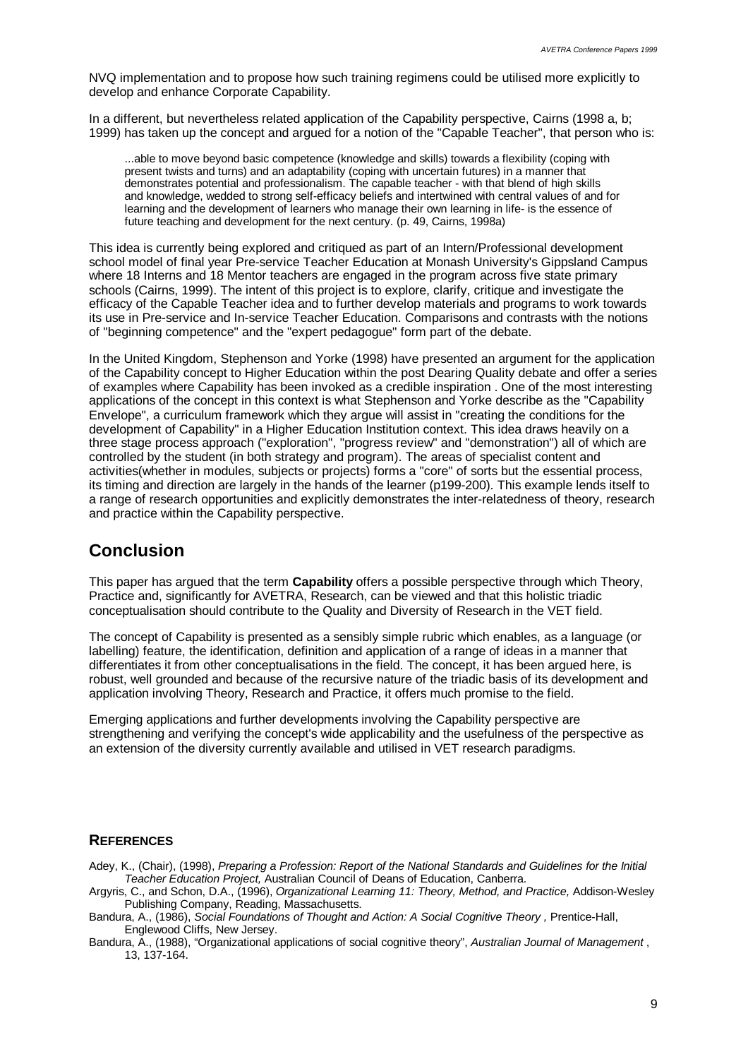NVQ implementation and to propose how such training regimens could be utilised more explicitly to develop and enhance Corporate Capability.

In a different, but nevertheless related application of the Capability perspective, Cairns (1998 a, b; 1999) has taken up the concept and argued for a notion of the "Capable Teacher", that person who is:

> ...able to move beyond basic competence (knowledge and skills) towards a flexibility (coping with present twists and turns) and an adaptability (coping with uncertain futures) in a manner that demonstrates potential and professionalism. The capable teacher - with that blend of high skills and knowledge, wedded to strong self-efficacy beliefs and intertwined with central values of and for learning and the development of learners who manage their own learning in life- is the essence of future teaching and development for the next century. (p. 49, Cairns, 1998a)

This idea is currently being explored and critiqued as part of an Intern/Professional development school model of final year Pre-service Teacher Education at Monash University's Gippsland Campus where 18 Interns and 18 Mentor teachers are engaged in the program across five state primary schools (Cairns, 1999). The intent of this project is to explore, clarify, critique and investigate the efficacy of the Capable Teacher idea and to further develop materials and programs to work towards its use in Pre-service and In-service Teacher Education. Comparisons and contrasts with the notions of "beginning competence" and the "expert pedagogue" form part of the debate.

In the United Kingdom, Stephenson and Yorke (1998) have presented an argument for the application of the Capability concept to Higher Education within the post Dearing Quality debate and offer a series of examples where Capability has been invoked as a credible inspiration . One of the most interesting applications of the concept in this context is what Stephenson and Yorke describe as the "Capability Envelope", a curriculum framework which they argue will assist in "creating the conditions for the development of Capability" in a Higher Education Institution context. This idea draws heavily on a three stage process approach ("exploration", "progress review" and "demonstration") all of which are controlled by the student (in both strategy and program). The areas of specialist content and activities(whether in modules, subjects or projects) forms a "core" of sorts but the essential process, its timing and direction are largely in the hands of the learner (p199-200). This example lends itself to a range of research opportunities and explicitly demonstrates the inter-relatedness of theory, research and practice within the Capability perspective.

## Conclusion

This paper has argued that the term **Capability** offers a possible perspective through which Theory, Practice and, significantly for AVETRA, Research, can be viewed and that this holistic triadic conceptualisation should contribute to the Quality and Diversity of Research in the VET field.

The concept of Capability is presented as a sensibly simple rubric which enables, as a language (or labelling) feature, the identification, definition and application of a range of ideas in a manner that differentiates it from other conceptualisations in the field. The concept, it has been argued here, is robust, well grounded and because of the recursive nature of the triadic basis of its development and application involving Theory, Research and Practice, it offers much promise to the field.

Emerging applications and further developments involving the Capability perspective are strengthening and verifying the concept's wide applicability and the usefulness of the perspective as an extension of the diversity currently available and utilised in VET research paradigms.

### REFERENCES

Adey, K., (Chair), (1998), *Preparing a Profession: Report of the National Standards and Guidelines for the Initial Teacher Education Project,* Australian Council of Deans of Education, Canberra.

Argyris, C., and Schon, D.A., (1996), *Organizational Learning 11: Theory, Method, and Practice,* Addison-Wesley Publishing Company, Reading, Massachusetts.

Bandura, A., (1986), *Social Foundations of Thought and Action: A Social Cognitive Theory ,* Prentice-Hall, Englewood Cliffs, New Jersey.

Bandura, A., (1988), "Organizational applications of social cognitive theory", *Australian Journal of Management* , 13, 137-164.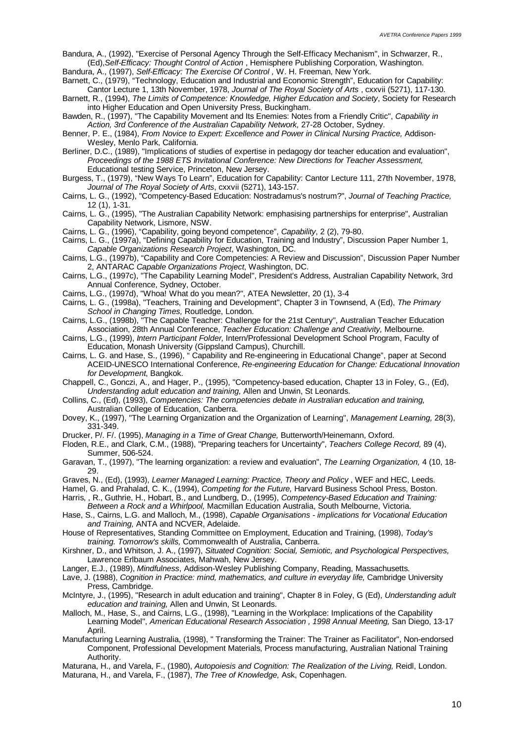Bandura, A., (1992), "Exercise of Personal Agency Through the Self-Efficacy Mechanism", in Schwarzer, R., (Ed),*Self-Efficacy: Thought Control of Action* , Hemisphere Publishing Corporation, Washington.

Bandura, A., (1997), *Self-Efficacy: The Exercise Of Control ,* W. H. Freeman, New York.

Barnett, C., (1979), "Technology, Education and Industrial and Economic Strength", Education for Capability: Cantor Lecture 1, 13th November, 1978, *Journal of The Royal Society of Arts* , cxxvii (5271), 117-130.

Barnett, R., (1994), *The Limits of Competence: Knowledge, Higher Education and Society*, Society for Research into Higher Education and Open University Press, Buckingham.

Bawden, R., (1997), "The Capability Movement and Its Enemies: Notes from a Friendly Critic", *Capability in Action, 3rd Conference of the Australian Capability Network,* 27-28 October, Sydney.

Benner, P. E., (1984), *From Novice to Expert: Excellence and Power in Clinical Nursing Practice,* Addison-Wesley, Menlo Park, California.

Berliner, D.C., (1989), "Implications of studies of expertise in pedagogy dor teacher education and evaluation", *Proceedings of the 1988 ETS Invitational Conference: New Directions for Teacher Assessment,* Educational testing Service, Princeton, New Jersey.

Burgess, T., (1979), "New Ways To Learn", Education for Capability: Cantor Lecture 111, 27th November, 1978, *Journal of The Royal Society of Arts*, cxxvii (5271), 143-157.

Cairns, L. G., (1992), "Competency-Based Education: Nostradamus's nostrum?", *Journal of Teaching Practice,* 12 (1), 1-31.

Cairns, L. G., (1995), "The Australian Capability Network: emphasising partnerships for enterprise", Australian Capability Network, Lismore, NSW.

Cairns, L. G., (1996), "Capability, going beyond competence", *Capability*, 2 (2), 79-80.

Cairns, L. G., (1997a), "Defining Capability for Education, Training and Industry", Discussion Paper Number 1, *Capable Organizations Research Project*, Washington, DC.

Cairns, L.G., (1997b), "Capability and Core Competencies: A Review and Discussion", Discussion Paper Number 2, ANTARAC *Capable Organizations Project*, Washington, DC.

Cairns, L.G., (1997c), "The Capability Learning Model", President's Address, Australian Capability Network, 3rd Annual Conference, Sydney, October.

Cairns, L.G., (1997d), "Whoa! What do you mean?", ATEA Newsletter, 20 (1), 3-4

Cairns, L. G., (1998a), "Teachers, Training and Development", Chapter 3 in Townsend, A (Ed), *The Primary School in Changing Times,* Routledge, London.

Cairns, L.G., (1998b), "The Capable Teacher: Challenge for the 21st Century", Australian Teacher Education Association, 28th Annual Conference, *Teacher Education: Challenge and Creativity,* Melbourne.

Cairns, L.G., (1999), *Intern Participant Folder,* Intern/Professional Development School Program, Faculty of Education, Monash University (Gippsland Campus), Churchill.

Cairns, L. G. and Hase, S., (1996), " Capability and Re-engineering in Educational Change", paper at Second ACEID-UNESCO International Conference, *Re-engineering Education for Change: Educational Innovation for Development*, Bangkok.

Chappell, C., Gonczi, A., and Hager, P., (1995), "Competency-based education, Chapter 13 in Foley, G., (Ed), *Understanding adult education and training,* Allen and Unwin, St Leonards.

Collins, C., (Ed), (1993), *Competencies: The competencies debate in Australian education and training,* Australian College of Education, Canberra.

Dovey, K., (1997), "The Learning Organization and the Organization of Learning", *Management Learning,* 28(3), 331-349.

Drucker, P/. F/. (1995), *Managing in a Time of Great Change,* Butterworth/Heinemann, Oxford.

Floden, R.E., and Clark, C.M., (1988), "Preparing teachers for Uncertainty", *Teachers College Record,* 89 (4), Summer, 506-524.

Garavan, T., (1997), "The learning organization: a review and evaluation", *The Learning Organization,* 4 (10, 18-29.

Graves, N., (Ed), (1993), *Learner Managed Learning: Practice, Theory and Policy* , WEF and HEC, Leeds.

Hamel, G. and Prahalad, C. K., (1994), *Competing for the Future,* Harvard Business School Press, Boston.

Harris, , R., Guthrie, H., Hobart, B., and Lundberg, D., (1995), *Competency-Based Education and Training: Between a Rock and a Whirlpool,* Macmillan Education Australia, South Melbourne, Victoria.

Hase, S., Cairns, L.G. and Malloch, M., (1998), *Capable Organisations - implications for Vocational Education and Training,* ANTA and NCVER, Adelaide.

House of Representatives, Standing Committee on Employment, Education and Training, (1998), *Today's training. Tomorrow's skills,* Commonwealth of Australia, Canberra.

Kirshner, D., and Whitson, J. A., (1997), *Situated Cognition: Social, Semiotic, and Psychological Perspectives,* Lawrence Erlbaum Associates, Mahwah, New Jersey.

Langer, E.J., (1989), *Mindfulness*, Addison-Wesley Publishing Company, Reading, Massachusetts.

Lave, J. (1988), *Cognition in Practice: mind, mathematics, and culture in everyday life,* Cambridge University Press, Cambridge.

McIntyre, J., (1995), "Research in adult education and training", Chapter 8 in Foley, G (Ed), *Understanding adult education and training,* Allen and Unwin, St Leonards.

Malloch, M., Hase, S., and Cairns, L.G., (1998), "Learning in the Workplace: Implications of the Capability Learning Model", *American Educational Research Association , 1998 Annual Meeting,* San Diego, 13-17 April.

Manufacturing Learning Australia, (1998), " Transforming the Trainer: The Trainer as Facilitator", Non-endorsed Component, Professional Development Materials, Process manufacturing, Australian National Training Authority.

Maturana, H., and Varela, F., (1980), *Autopoiesis and Cognition: The Realization of the Living,* Reidl, London.

Maturana, H., and Varela, F., (1987), *The Tree of Knowledge,* Ask, Copenhagen.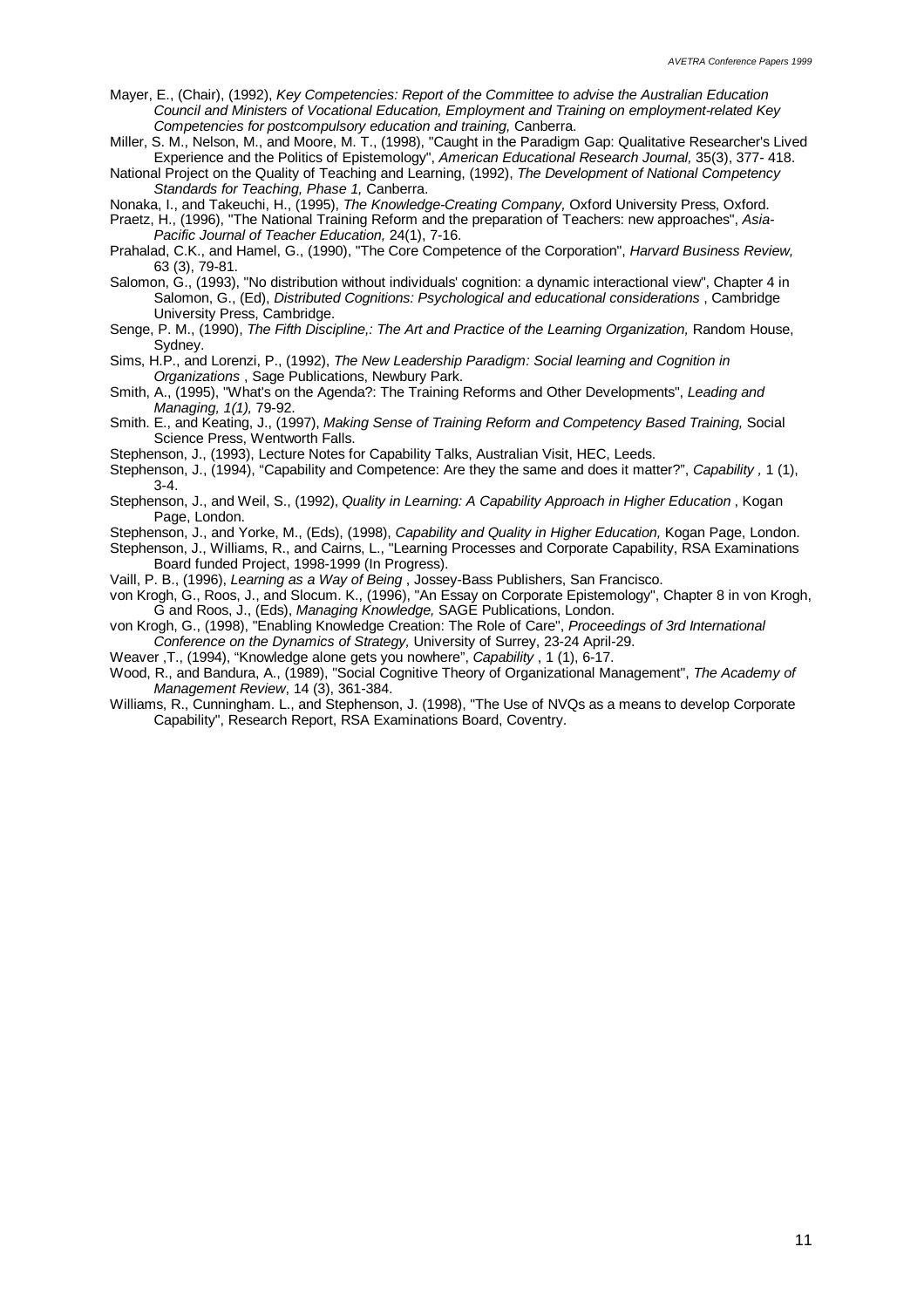Mayer, E., (Chair), (1992), *Key Competencies: Report of the Committee to advise the Australian Education Council and Ministers of Vocational Education, Employment and Training on employment-related Key Competencies for postcompulsory education and training,* Canberra.

Miller, S. M., Nelson, M., and Moore, M. T., (1998), "Caught in the Paradigm Gap: Qualitative Researcher's Lived Experience and the Politics of Epistemology", *American Educational Research Journal,* 35(3), 377- 418.

National Project on the Quality of Teaching and Learning, (1992), *The Development of National Competency Standards for Teaching, Phase 1,* Canberra.

Nonaka, I., and Takeuchi, H., (1995), *The Knowledge-Creating Company,* Oxford University Press, Oxford.

Praetz, H., (1996), "The National Training Reform and the preparation of Teachers: new approaches", *Asia-Pacific Journal of Teacher Education,* 24(1), 7-16.

Prahalad, C.K., and Hamel, G., (1990), "The Core Competence of the Corporation", *Harvard Business Review,* 63 (3), 79-81.

Salomon, G., (1993), "No distribution without individuals' cognition: a dynamic interactional view", Chapter 4 in Salomon, G., (Ed), *Distributed Cognitions: Psychological and educational considerations* , Cambridge University Press, Cambridge.

Senge, P. M., (1990), *The Fifth Discipline,: The Art and Practice of the Learning Organization,* Random House, Sydney.

Sims, H.P., and Lorenzi, P., (1992), *The New Leadership Paradigm: Social learning and Cognition in Organizations* , Sage Publications, Newbury Park.

Smith, A., (1995), "What's on the Agenda?: The Training Reforms and Other Developments", *Leading and Managing, 1(1),* 79-92.

Smith. E., and Keating, J., (1997), *Making Sense of Training Reform and Competency Based Training,* Social Science Press, Wentworth Falls.

Stephenson, J., (1993), Lecture Notes for Capability Talks, Australian Visit, HEC, Leeds.

Stephenson, J., (1994), "Capability and Competence: Are they the same and does it matter?", *Capability ,* 1 (1), 3-4.

Stephenson, J., and Weil, S., (1992), *Quality in Learning: A Capability Approach in Higher Education* , Kogan Page, London.

Stephenson, J., and Yorke, M., (Eds), (1998), *Capability and Quality in Higher Education,* Kogan Page, London.

Stephenson, J., Williams, R., and Cairns, L., "Learning Processes and Corporate Capability, RSA Examinations Board funded Project, 1998-1999 (In Progress).

Vaill, P. B., (1996), *Learning as a Way of Being* , Jossey-Bass Publishers, San Francisco.

von Krogh, G., Roos, J., and Slocum. K., (1996), "An Essay on Corporate Epistemology", Chapter 8 in von Krogh, G and Roos, J., (Eds), *Managing Knowledge,* SAGE Publications, London.

von Krogh, G., (1998), "Enabling Knowledge Creation: The Role of Care", *Proceedings of 3rd International Conference on the Dynamics of Strategy,* University of Surrey, 23-24 April-29.

Weaver ,T., (1994), "Knowledge alone gets you nowhere", *Capability* , 1 (1), 6-17.

Wood, R., and Bandura, A., (1989), "Social Cognitive Theory of Organizational Management", *The Academy of Management Review*, 14 (3), 361-384.

Williams, R., Cunningham. L., and Stephenson, J. (1998), "The Use of NVQs as a means to develop Corporate Capability", Research Report, RSA Examinations Board, Coventry.